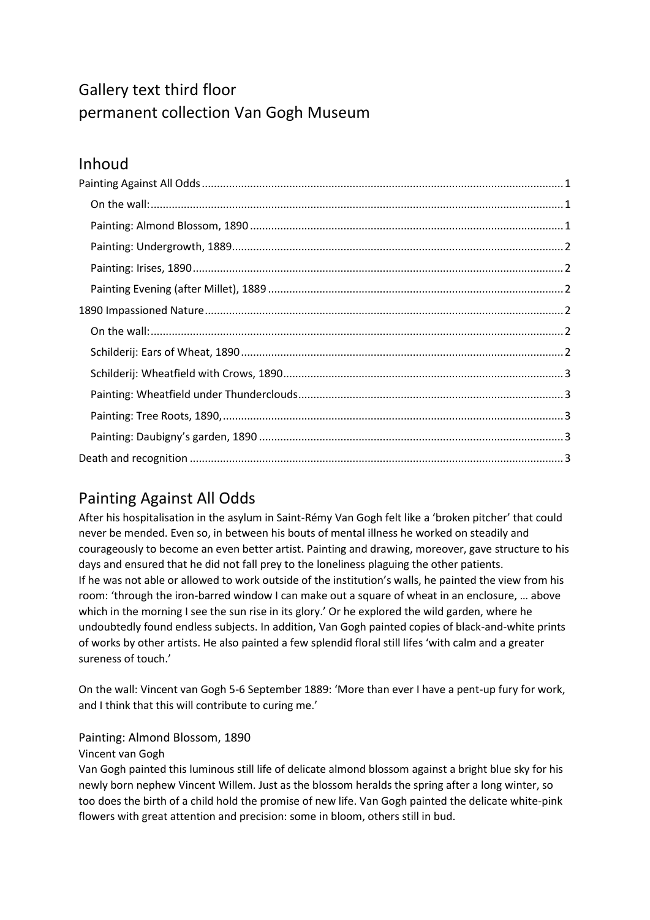# Gallery text third floor
# permanent collection Van Gogh Museum

## Inhoud

Painting Against All Odds ........................................................... 1
  On the wall: ........................................................... 1
  Painting: Almond Blossom, 1890 ........................................................... 1
  Painting: Undergrowth, 1889 ........................................................... 2
  Painting: Irises, 1890 ........................................................... 2
  Painting Evening (after Millet), 1889 ........................................................... 2
1890 Impassioned Nature ........................................................... 2
  On the wall: ........................................................... 2
  Schilderij: Ears of Wheat, 1890 ........................................................... 2
  Schilderij: Wheatfield with Crows, 1890 ........................................................... 3
  Painting: Wheatfield under Thunderclouds ........................................................... 3
  Painting: Tree Roots, 1890, ........................................................... 3
  Painting: Daubigny's garden, 1890 ........................................................... 3
Death and recognition ........................................................... 3

## Painting Against All Odds

After his hospitalisation in the asylum in Saint-Rémy Van Gogh felt like a 'broken pitcher' that could never be mended. Even so, in between his bouts of mental illness he worked on steadily and courageously to become an even better artist. Painting and drawing, moreover, gave structure to his days and ensured that he did not fall prey to the loneliness plaguing the other patients.
If he was not able or allowed to work outside of the institution's walls, he painted the view from his room: 'through the iron-barred window I can make out a square of wheat in an enclosure, … above which in the morning I see the sun rise in its glory.' Or he explored the wild garden, where he undoubtedly found endless subjects. In addition, Van Gogh painted copies of black-and-white prints of works by other artists. He also painted a few splendid floral still lifes 'with calm and a greater sureness of touch.'

On the wall: Vincent van Gogh 5-6 September 1889: 'More than ever I have a pent-up fury for work, and I think that this will contribute to curing me.'

### Painting: Almond Blossom, 1890

Vincent van Gogh

Van Gogh painted this luminous still life of delicate almond blossom against a bright blue sky for his newly born nephew Vincent Willem. Just as the blossom heralds the spring after a long winter, so too does the birth of a child hold the promise of new life. Van Gogh painted the delicate white-pink flowers with great attention and precision: some in bloom, others still in bud.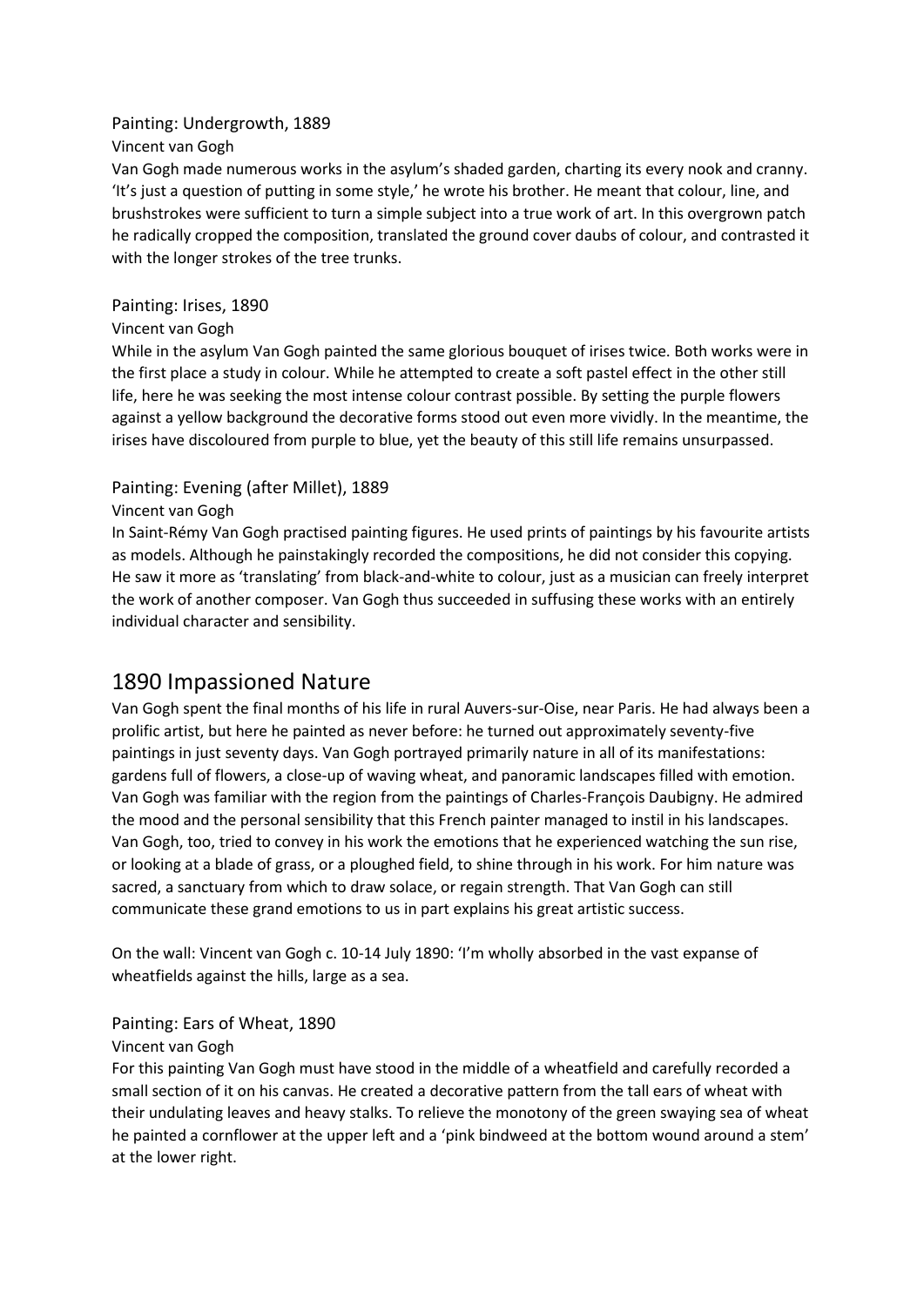### Painting: Undergrowth, 1889

Vincent van Gogh

Van Gogh made numerous works in the asylum's shaded garden, charting its every nook and cranny. 'It's just a question of putting in some style,' he wrote his brother. He meant that colour, line, and brushstrokes were sufficient to turn a simple subject into a true work of art. In this overgrown patch he radically cropped the composition, translated the ground cover daubs of colour, and contrasted it with the longer strokes of the tree trunks.

### Painting: Irises, 1890

Vincent van Gogh

While in the asylum Van Gogh painted the same glorious bouquet of irises twice. Both works were in the first place a study in colour. While he attempted to create a soft pastel effect in the other still life, here he was seeking the most intense colour contrast possible. By setting the purple flowers against a yellow background the decorative forms stood out even more vividly. In the meantime, the irises have discoloured from purple to blue, yet the beauty of this still life remains unsurpassed.

### Painting: Evening (after Millet), 1889

Vincent van Gogh

In Saint-Rémy Van Gogh practised painting figures. He used prints of paintings by his favourite artists as models. Although he painstakingly recorded the compositions, he did not consider this copying. He saw it more as 'translating' from black-and-white to colour, just as a musician can freely interpret the work of another composer. Van Gogh thus succeeded in suffusing these works with an entirely individual character and sensibility.

## 1890 Impassioned Nature

Van Gogh spent the final months of his life in rural Auvers-sur-Oise, near Paris. He had always been a prolific artist, but here he painted as never before: he turned out approximately seventy-five paintings in just seventy days. Van Gogh portrayed primarily nature in all of its manifestations: gardens full of flowers, a close-up of waving wheat, and panoramic landscapes filled with emotion. Van Gogh was familiar with the region from the paintings of Charles-François Daubigny. He admired the mood and the personal sensibility that this French painter managed to instil in his landscapes. Van Gogh, too, tried to convey in his work the emotions that he experienced watching the sun rise, or looking at a blade of grass, or a ploughed field, to shine through in his work. For him nature was sacred, a sanctuary from which to draw solace, or regain strength. That Van Gogh can still communicate these grand emotions to us in part explains his great artistic success.

On the wall: Vincent van Gogh c. 10-14 July 1890: 'I'm wholly absorbed in the vast expanse of wheatfields against the hills, large as a sea.

### Painting: Ears of Wheat, 1890

Vincent van Gogh

For this painting Van Gogh must have stood in the middle of a wheatfield and carefully recorded a small section of it on his canvas. He created a decorative pattern from the tall ears of wheat with their undulating leaves and heavy stalks. To relieve the monotony of the green swaying sea of wheat he painted a cornflower at the upper left and a 'pink bindweed at the bottom wound around a stem' at the lower right.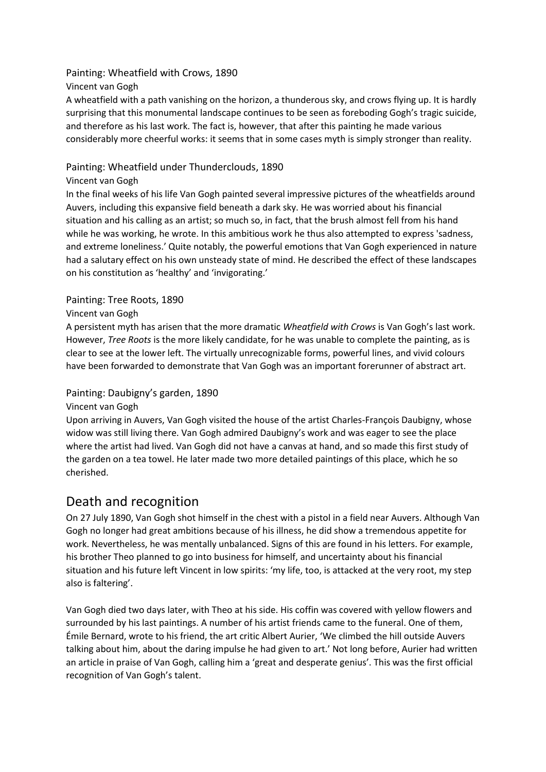### Painting: Wheatfield with Crows, 1890

Vincent van Gogh

A wheatfield with a path vanishing on the horizon, a thunderous sky, and crows flying up. It is hardly surprising that this monumental landscape continues to be seen as foreboding Gogh's tragic suicide, and therefore as his last work. The fact is, however, that after this painting he made various considerably more cheerful works: it seems that in some cases myth is simply stronger than reality.

### Painting: Wheatfield under Thunderclouds, 1890

Vincent van Gogh

In the final weeks of his life Van Gogh painted several impressive pictures of the wheatfields around Auvers, including this expansive field beneath a dark sky. He was worried about his financial situation and his calling as an artist; so much so, in fact, that the brush almost fell from his hand while he was working, he wrote. In this ambitious work he thus also attempted to express 'sadness, and extreme loneliness.' Quite notably, the powerful emotions that Van Gogh experienced in nature had a salutary effect on his own unsteady state of mind. He described the effect of these landscapes on his constitution as 'healthy' and 'invigorating.'

### Painting: Tree Roots, 1890

Vincent van Gogh

A persistent myth has arisen that the more dramatic *Wheatfield with Crows* is Van Gogh's last work. However, *Tree Roots* is the more likely candidate, for he was unable to complete the painting, as is clear to see at the lower left. The virtually unrecognizable forms, powerful lines, and vivid colours have been forwarded to demonstrate that Van Gogh was an important forerunner of abstract art.

### Painting: Daubigny's garden, 1890

Vincent van Gogh

Upon arriving in Auvers, Van Gogh visited the house of the artist Charles-François Daubigny, whose widow was still living there. Van Gogh admired Daubigny's work and was eager to see the place where the artist had lived. Van Gogh did not have a canvas at hand, and so made this first study of the garden on a tea towel. He later made two more detailed paintings of this place, which he so cherished.

## Death and recognition

On 27 July 1890, Van Gogh shot himself in the chest with a pistol in a field near Auvers. Although Van Gogh no longer had great ambitions because of his illness, he did show a tremendous appetite for work. Nevertheless, he was mentally unbalanced. Signs of this are found in his letters. For example, his brother Theo planned to go into business for himself, and uncertainty about his financial situation and his future left Vincent in low spirits: 'my life, too, is attacked at the very root, my step also is faltering'.

Van Gogh died two days later, with Theo at his side. His coffin was covered with yellow flowers and surrounded by his last paintings. A number of his artist friends came to the funeral. One of them, Émile Bernard, wrote to his friend, the art critic Albert Aurier, 'We climbed the hill outside Auvers talking about him, about the daring impulse he had given to art.' Not long before, Aurier had written an article in praise of Van Gogh, calling him a 'great and desperate genius'. This was the first official recognition of Van Gogh's talent.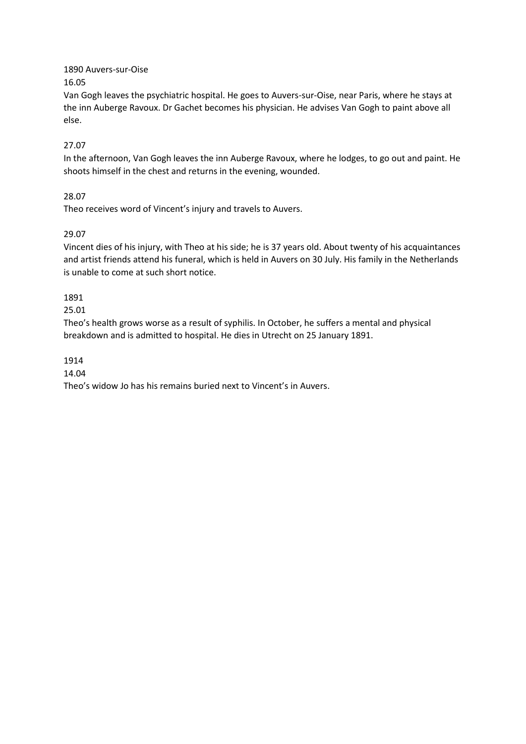1890 Auvers-sur-Oise

16.05

Van Gogh leaves the psychiatric hospital. He goes to Auvers-sur-Oise, near Paris, where he stays at the inn Auberge Ravoux. Dr Gachet becomes his physician. He advises Van Gogh to paint above all else.

27.07

In the afternoon, Van Gogh leaves the inn Auberge Ravoux, where he lodges, to go out and paint. He shoots himself in the chest and returns in the evening, wounded.

28.07

Theo receives word of Vincent's injury and travels to Auvers.

29.07

Vincent dies of his injury, with Theo at his side; he is 37 years old. About twenty of his acquaintances and artist friends attend his funeral, which is held in Auvers on 30 July. His family in the Netherlands is unable to come at such short notice.

1891

25.01

Theo's health grows worse as a result of syphilis. In October, he suffers a mental and physical breakdown and is admitted to hospital. He dies in Utrecht on 25 January 1891.

1914

14.04

Theo's widow Jo has his remains buried next to Vincent's in Auvers.